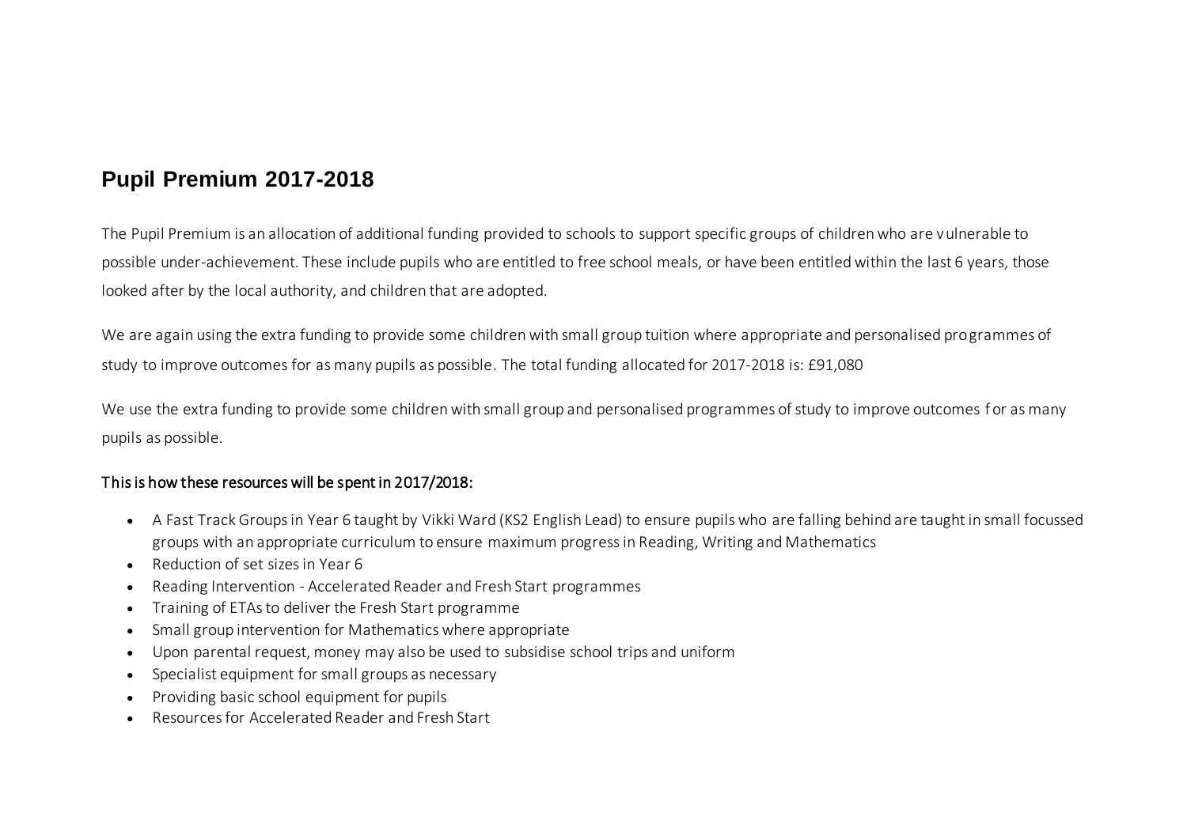# Pupil Premium 2017-2018

The Pupil Premium is an allocation of additional funding provided to schools to support specific groups of children who are vulnerable to possible under-achievement. These include pupils who are entitled to free school meals, or have been entitled within the last 6 years, those looked after by the local authority, and children that are adopted.

We are again using the extra funding to provide some children with small group tuition where appropriate and personalised programmes of study to improve outcomes for as many pupils as possible. The total funding allocated for 2017-2018 is: £91,080

We use the extra funding to provide some children with small group and personalised programmes of study to improve outcomes for as many pupils as possible.

**This is how these resources will be spent in 2017/2018:**

- A Fast Track Groups in Year 6 taught by Vikki Ward (KS2 English Lead) to ensure pupils who are falling behind are taught in small focussed groups with an appropriate curriculum to ensure maximum progress in Reading, Writing and Mathematics
- Reduction of set sizes in Year 6
- Reading Intervention - Accelerated Reader and Fresh Start programmes
- Training of ETAs to deliver the Fresh Start programme
- Small group intervention for Mathematics where appropriate
- Upon parental request, money may also be used to subsidise school trips and uniform
- Specialist equipment for small groups as necessary
- Providing basic school equipment for pupils
- Resources for Accelerated Reader and Fresh Start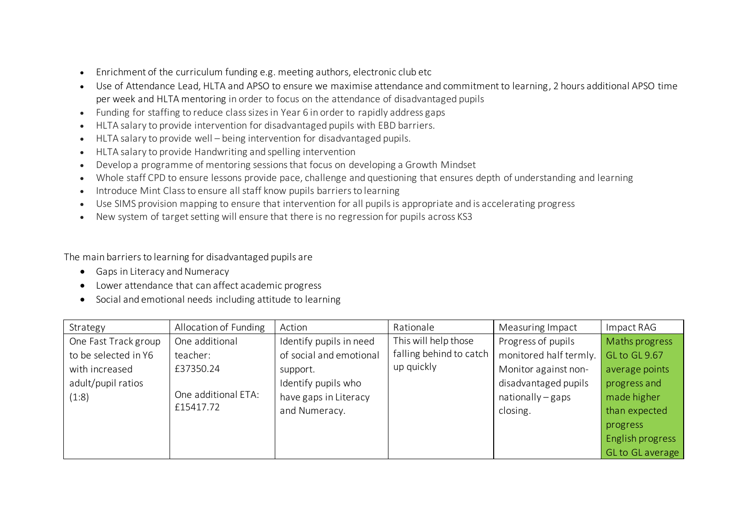- Enrichment of the curriculum funding e.g. meeting authors, electronic club etc
- Use of Attendance Lead, HLTA and APSO to ensure we maximise attendance and commitment to learning, 2 hours additional APSO time per week and HLTA mentoring in order to focus on the attendance of disadvantaged pupils
- Funding for staffing to reduce class sizes in Year 6 in order to rapidly address gaps
- HLTA salary to provide intervention for disadvantaged pupils with EBD barriers.
- HLTA salary to provide well – being intervention for disadvantaged pupils.
- HLTA salary to provide Handwriting and spelling intervention
- Develop a programme of mentoring sessions that focus on developing a Growth Mindset
- Whole staff CPD to ensure lessons provide pace, challenge and questioning that ensures depth of understanding and learning
- Introduce Mint Class to ensure all staff know pupils barriers to learning
- Use SIMS provision mapping to ensure that intervention for all pupils is appropriate and is accelerating progress
- New system of target setting will ensure that there is no regression for pupils across KS3

The main barriers to learning for disadvantaged pupils are

- Gaps in Literacy and Numeracy
- Lower attendance that can affect academic progress
- Social and emotional needs including attitude to learning

| Strategy | Allocation of Funding | Action | Rationale | Measuring Impact | Impact RAG |
|---|---|---|---|---|---|
| One Fast Track group to be selected in Y6 with increased adult/pupil ratios (1:8) | One additional teacher: £37350.24<br><br>One additional ETA: £15417.72 | Identify pupils in need of social and emotional support.<br>Identify pupils who have gaps in Literacy and Numeracy. | This will help those falling behind to catch up quickly | Progress of pupils monitored half termly. Monitor against non-disadvantaged pupils nationally – gaps closing. | Maths progress GL to GL 9.67 average points progress and made higher than expected progress<br>English progress GL to GL average |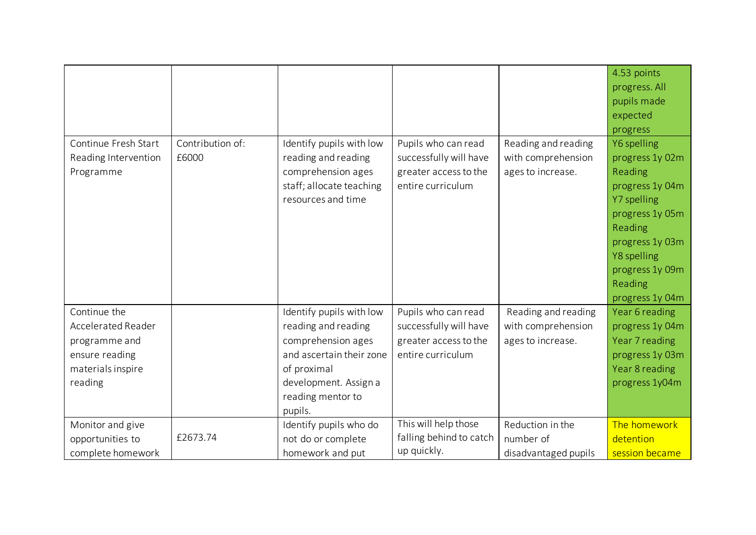| | | | | | |
|---|---|---|---|---|---|
| | | | | | 4.53 points progress. All pupils made expected progress |
| Continue Fresh Start Reading Intervention Programme | Contribution of: £6000 | Identify pupils with low reading and reading comprehension ages staff; allocate teaching resources and time | Pupils who can read successfully will have greater access to the entire curriculum | Reading and reading with comprehension ages to increase. | Y6 spelling progress 1y 02m Reading progress 1y 04m Y7 spelling progress 1y 05m Reading progress 1y 03m Y8 spelling progress 1y 09m Reading progress 1y 04m |
| Continue the Accelerated Reader programme and ensure reading materials inspire reading | | Identify pupils with low reading and reading comprehension ages and ascertain their zone of proximal development. Assign a reading mentor to pupils. | Pupils who can read successfully will have greater access to the entire curriculum | Reading and reading with comprehension ages to increase. | Year 6 reading progress 1y 04m Year 7 reading progress 1y 03m Year 8 reading progress 1y04m |
| Monitor and give opportunities to complete homework | £2673.74 | Identify pupils who do not do or complete homework and put | This will help those falling behind to catch up quickly. | Reduction in the number of disadvantaged pupils | The homework detention session became |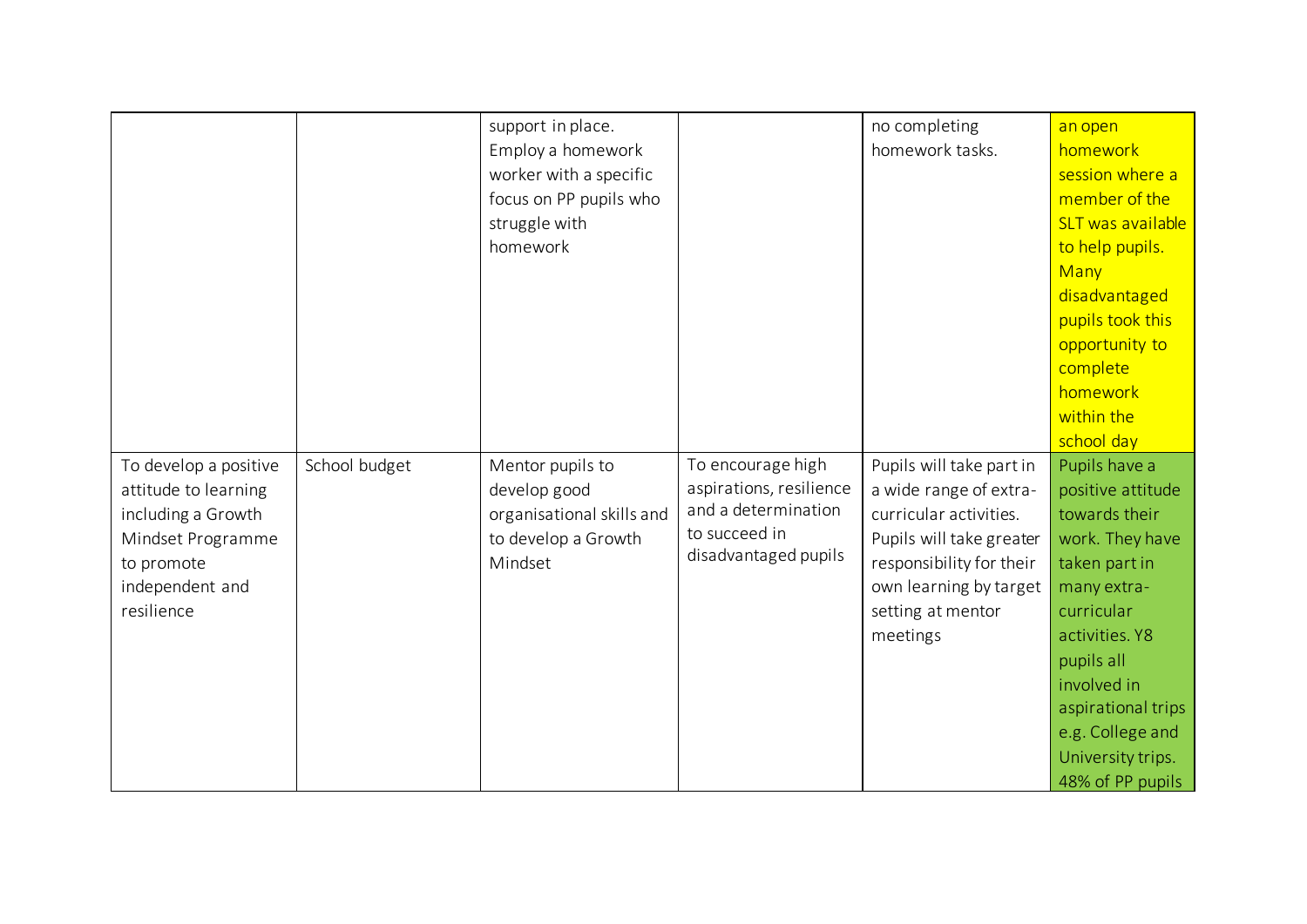| | | | | | |
|---|---|---|---|---|---|
| | | support in place. Employ a homework worker with a specific focus on PP pupils who struggle with homework | | no completing homework tasks. | an open homework session where a member of the SLT was available to help pupils. Many disadvantaged pupils took this opportunity to complete homework within the school day |
| To develop a positive attitude to learning including a Growth Mindset Programme to promote independent and resilience | School budget | Mentor pupils to develop good organisational skills and to develop a Growth Mindset | To encourage high aspirations, resilience and a determination to succeed in disadvantaged pupils | Pupils will take part in a wide range of extra-curricular activities. Pupils will take greater responsibility for their own learning by target setting at mentor meetings | Pupils have a positive attitude towards their work. They have taken part in many extra-curricular activities. Y8 pupils all involved in aspirational trips e.g. College and University trips. 48% of PP pupils |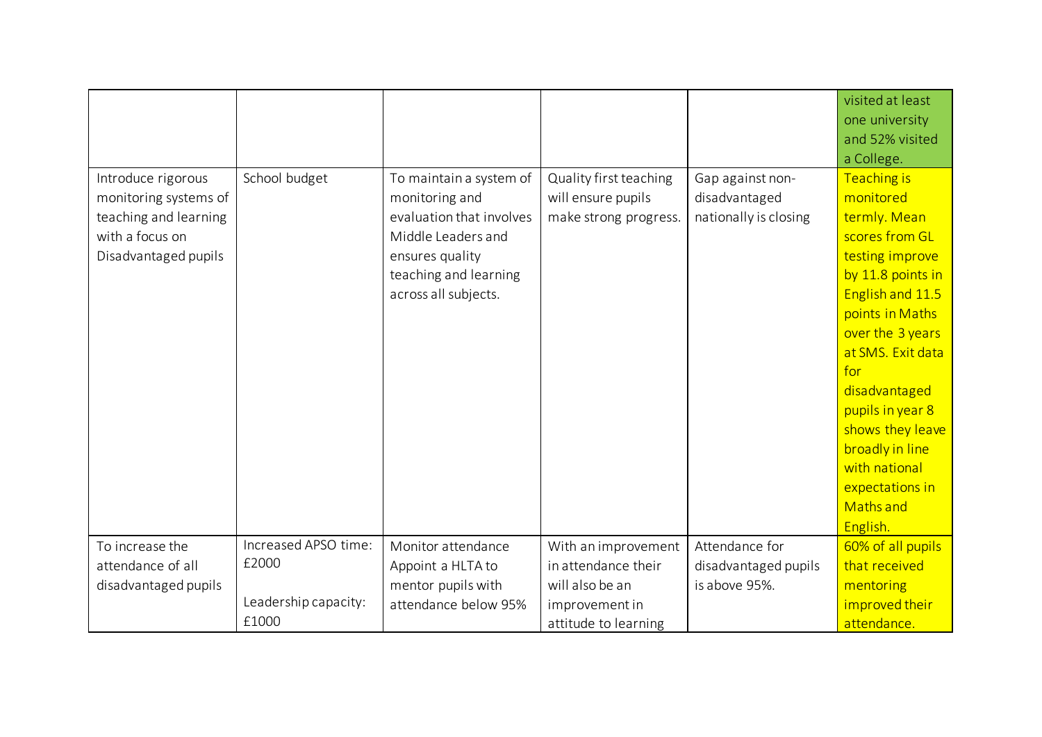| | | | | | |
|---|---|---|---|---|---|
| | | | | | visited at least one university and 52% visited a College. |
| Introduce rigorous monitoring systems of teaching and learning with a focus on Disadvantaged pupils | School budget | To maintain a system of monitoring and evaluation that involves Middle Leaders and ensures quality teaching and learning across all subjects. | Quality first teaching will ensure pupils make strong progress. | Gap against non-disadvantaged nationally is closing | Teaching is monitored termly. Mean scores from GL testing improve by 11.8 points in English and 11.5 points in Maths over the 3 years at SMS. Exit data for disadvantaged pupils in year 8 shows they leave broadly in line with national expectations in Maths and English. |
| To increase the attendance of all disadvantaged pupils | Increased APSO time: £2000<br><br>Leadership capacity: £1000 | Monitor attendance<br>Appoint a HLTA to mentor pupils with attendance below 95% | With an improvement in attendance their will also be an improvement in attitude to learning | Attendance for disadvantaged pupils is above 95%. | 60% of all pupils that received mentoring improved their attendance. |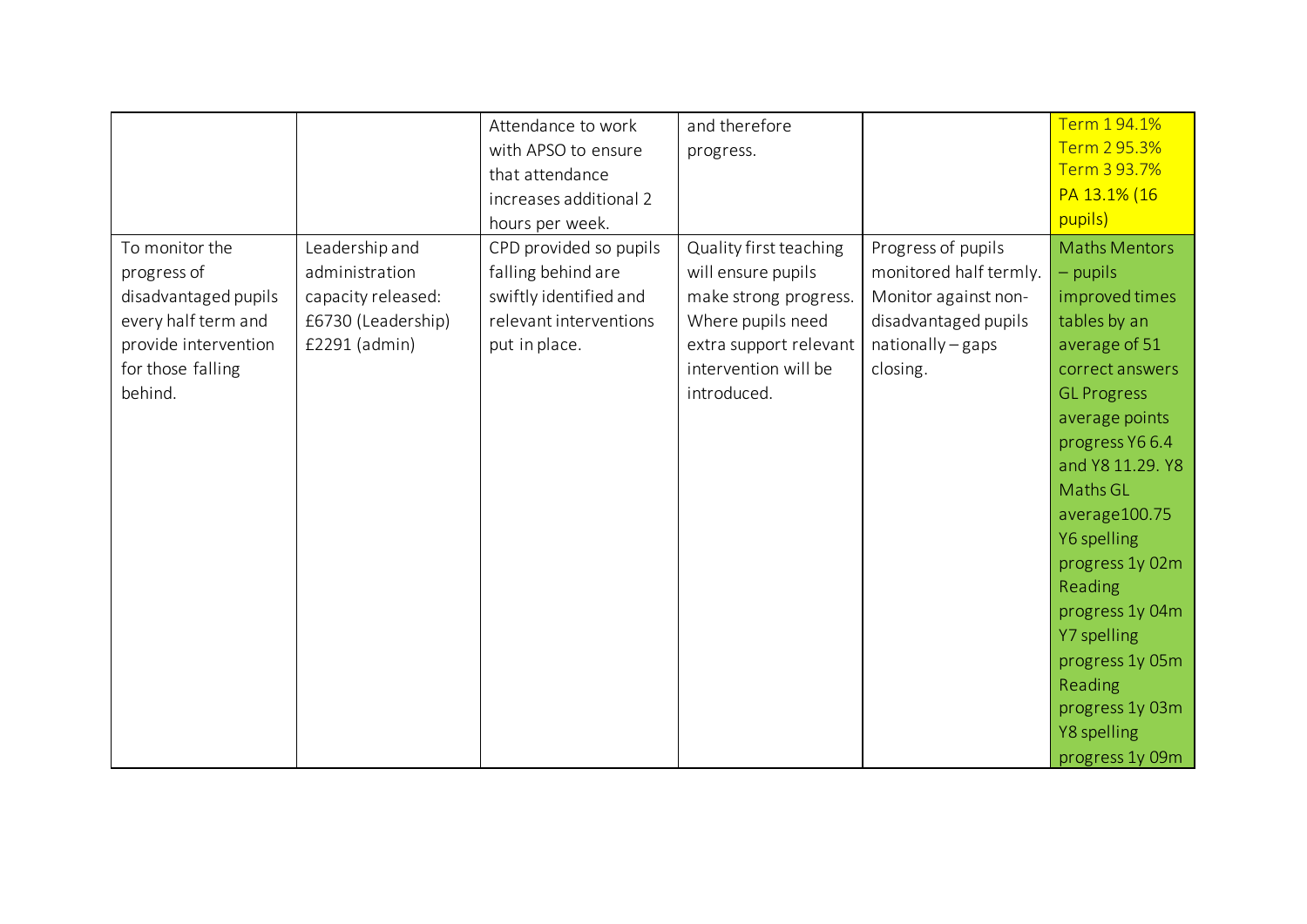| | | | | | |
|---|---|---|---|---|---|
| | | Attendance to work with APSO to ensure that attendance increases additional 2 hours per week. | and therefore progress. | | Term 1 94.1% Term 2 95.3% Term 3 93.7% PA 13.1% (16 pupils) |
| To monitor the progress of disadvantaged pupils every half term and provide intervention for those falling behind. | Leadership and administration capacity released: £6730 (Leadership) £2291 (admin) | CPD provided so pupils falling behind are swiftly identified and relevant interventions put in place. | Quality first teaching will ensure pupils make strong progress. Where pupils need extra support relevant intervention will be introduced. | Progress of pupils monitored half termly. Monitor against non-disadvantaged pupils nationally – gaps closing. | Maths Mentors – pupils improved times tables by an average of 51 correct answers GL Progress average points progress Y6 6.4 and Y8 11.29. Y8 Maths GL average100.75 Y6 spelling progress 1y 02m Reading progress 1y 04m Y7 spelling progress 1y 05m Reading progress 1y 03m Y8 spelling progress 1y 09m |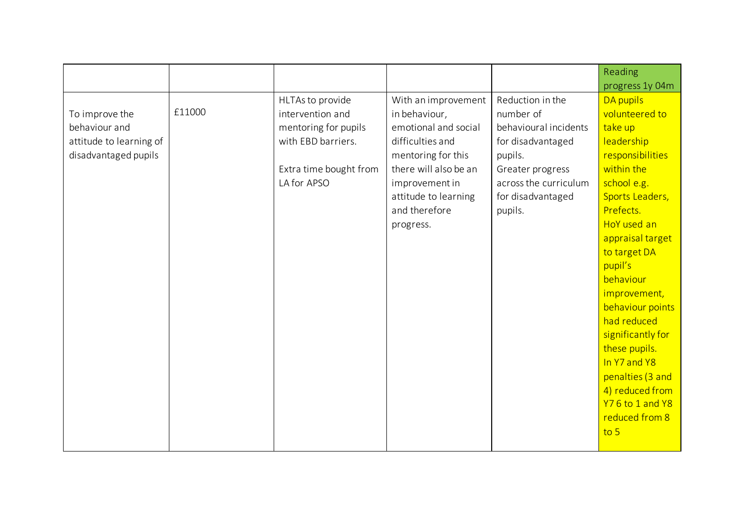| | | | | | |
|---|---|---|---|---|---|
| | | | | | Reading progress 1y 04m |
| To improve the behaviour and attitude to learning of disadvantaged pupils | £11000 | HLTAs to provide intervention and mentoring for pupils with EBD barriers.<br><br>Extra time bought from LA for APSO | With an improvement in behaviour, emotional and social difficulties and mentoring for this there will also be an improvement in attitude to learning and therefore progress. | Reduction in the number of behavioural incidents for disadvantaged pupils.<br>Greater progress across the curriculum for disadvantaged pupils. | DA pupils volunteered to take up leadership responsibilities within the school e.g. Sports Leaders, Prefects.<br>HoY used an appraisal target to target DA pupil's behaviour improvement, behaviour points had reduced significantly for these pupils.<br>In Y7 and Y8 penalties (3 and 4) reduced from Y7 6 to 1 and Y8 reduced from 8 to 5 |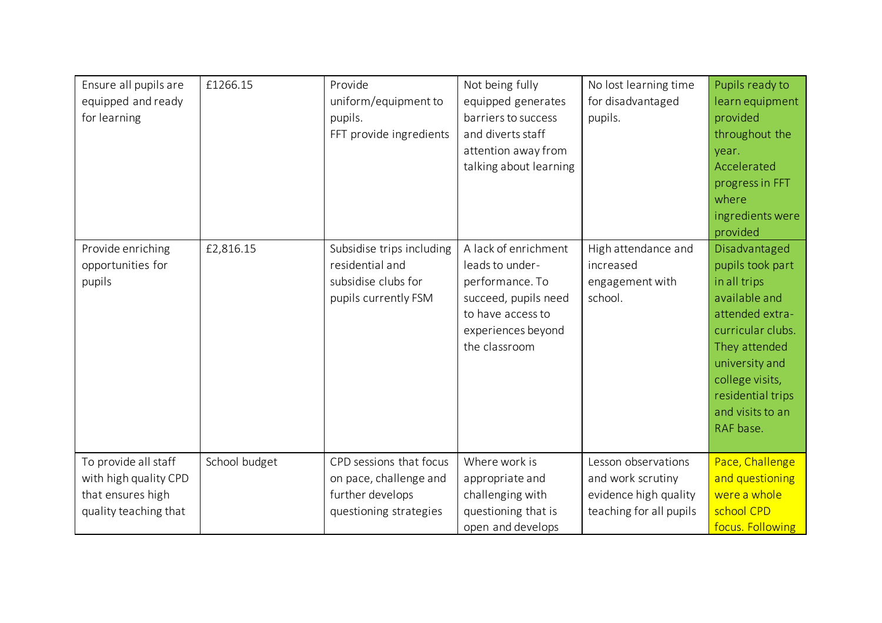| Ensure all pupils are equipped and ready for learning | £1266.15 | Provide uniform/equipment to pupils.<br>FFT provide ingredients | Not being fully equipped generates barriers to success and diverts staff attention away from talking about learning | No lost learning time for disadvantaged pupils. | Pupils ready to learn equipment provided throughout the year.<br>Accelerated progress in FFT where ingredients were provided |
|---|---|---|---|---|---|
| Provide enriching opportunities for pupils | £2,816.15 | Subsidise trips including residential and subsidise clubs for pupils currently FSM | A lack of enrichment leads to under-performance. To succeed, pupils need to have access to experiences beyond the classroom | High attendance and increased engagement with school. | Disadvantaged pupils took part in all trips available and attended extra-curricular clubs. They attended university and college visits, residential trips and visits to an RAF base. |
| To provide all staff with high quality CPD that ensures high quality teaching that | School budget | CPD sessions that focus on pace, challenge and further develops questioning strategies | Where work is appropriate and challenging with questioning that is open and develops | Lesson observations and work scrutiny evidence high quality teaching for all pupils | Pace, Challenge and questioning were a whole school CPD focus. Following |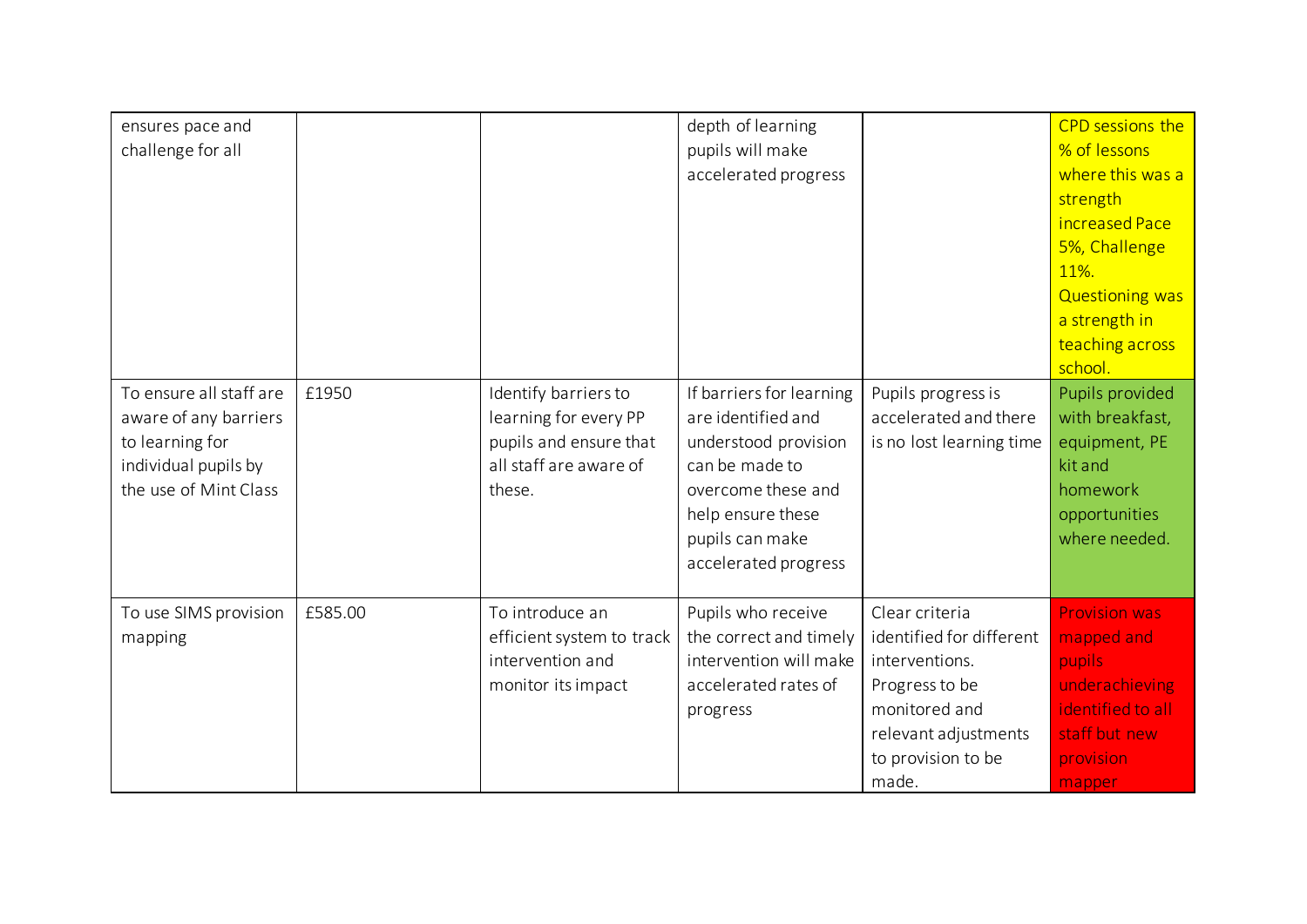| | | | | | |
|---|---|---|---|---|---|
| ensures pace and challenge for all | | | depth of learning pupils will make accelerated progress | | CPD sessions the % of lessons where this was a strength increased Pace 5%, Challenge 11%. Questioning was a strength in teaching across school. |
| To ensure all staff are aware of any barriers to learning for individual pupils by the use of Mint Class | £1950 | Identify barriers to learning for every PP pupils and ensure that all staff are aware of these. | If barriers for learning are identified and understood provision can be made to overcome these and help ensure these pupils can make accelerated progress | Pupils progress is accelerated and there is no lost learning time | Pupils provided with breakfast, equipment, PE kit and homework opportunities where needed. |
| To use SIMS provision mapping | £585.00 | To introduce an efficient system to track intervention and monitor its impact | Pupils who receive the correct and timely intervention will make accelerated rates of progress | Clear criteria identified for different interventions. Progress to be monitored and relevant adjustments to provision to be made. | Provision was mapped and pupils underachieving identified to all staff but new provision mapper |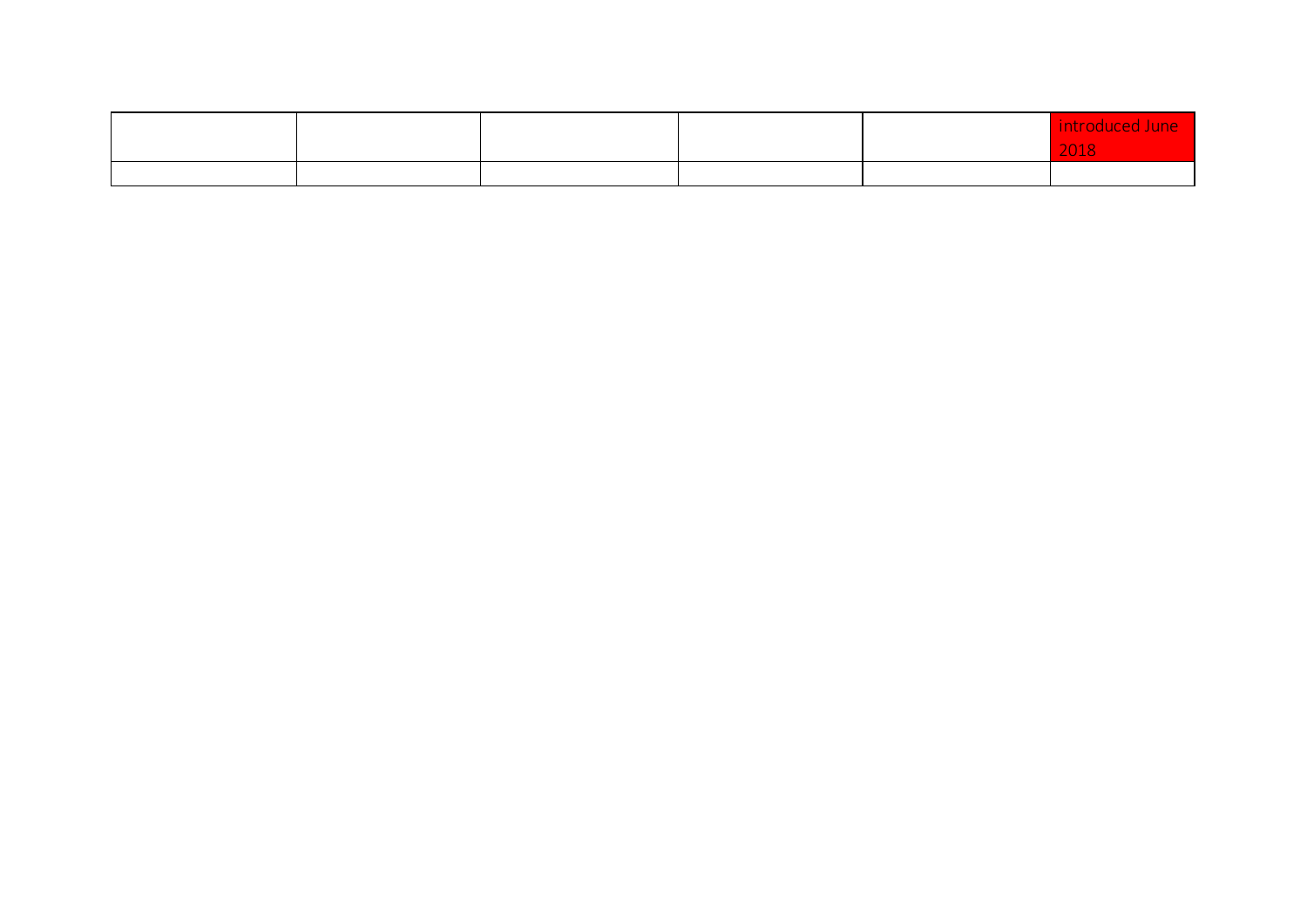| | | | | | |
|---|---|---|---|---|---|
| | | | | | introduced June 2018 |
| | | | | | |